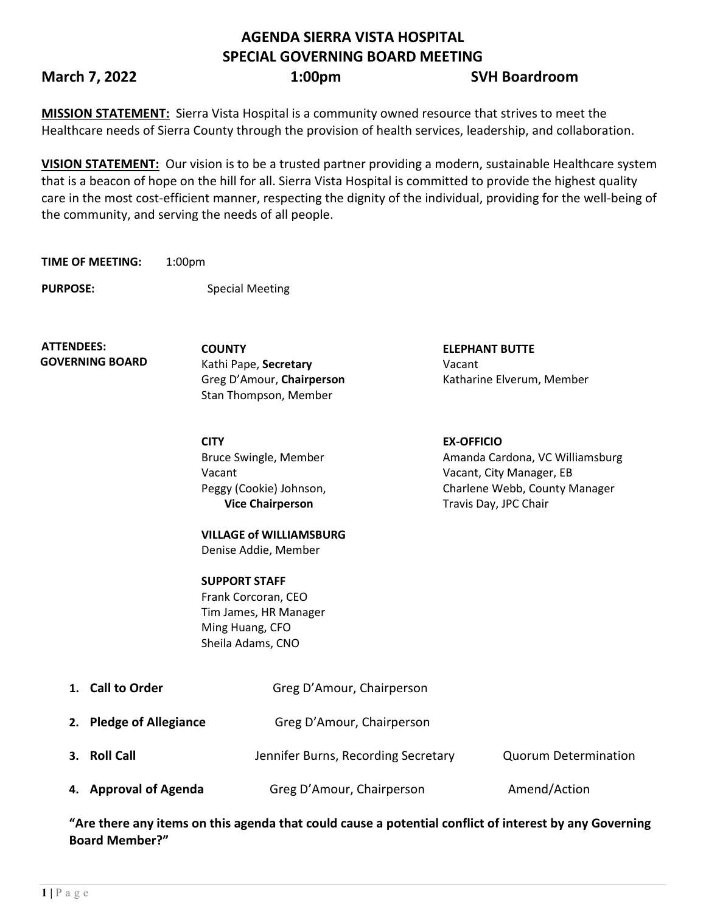# AGENDA SIERRA VISTA HOSPITAL
# SPECIAL GOVERNING BOARD MEETING

**March 7, 2022** **1:00pm** **SVH Boardroom**

**MISSION STATEMENT:** Sierra Vista Hospital is a community owned resource that strives to meet the Healthcare needs of Sierra County through the provision of health services, leadership, and collaboration.

**VISION STATEMENT:** Our vision is to be a trusted partner providing a modern, sustainable Healthcare system that is a beacon of hope on the hill for all. Sierra Vista Hospital is committed to provide the highest quality care in the most cost-efficient manner, respecting the dignity of the individual, providing for the well-being of the community, and serving the needs of all people.

**TIME OF MEETING:** 1:00pm

**PURPOSE:** Special Meeting

**ATTENDEES: GOVERNING BOARD**

**COUNTY**
Kathi Pape, **Secretary**
Greg D'Amour, **Chairperson**
Stan Thompson, Member

**ELEPHANT BUTTE**
Vacant
Katharine Elverum, Member

**CITY**
Bruce Swingle, Member
Vacant
Peggy (Cookie) Johnson, **Vice Chairperson**

**EX-OFFICIO**
Amanda Cardona, VC Williamsburg
Vacant, City Manager, EB
Charlene Webb, County Manager
Travis Day, JPC Chair

**VILLAGE of WILLIAMSBURG**
Denise Addie, Member

**SUPPORT STAFF**
Frank Corcoran, CEO
Tim James, HR Manager
Ming Huang, CFO
Sheila Adams, CNO

1. **Call to Order** — Greg D'Amour, Chairperson
2. **Pledge of Allegiance** — Greg D'Amour, Chairperson
3. **Roll Call** — Jennifer Burns, Recording Secretary — Quorum Determination
4. **Approval of Agenda** — Greg D'Amour, Chairperson — Amend/Action

**"Are there any items on this agenda that could cause a potential conflict of interest by any Governing Board Member?"**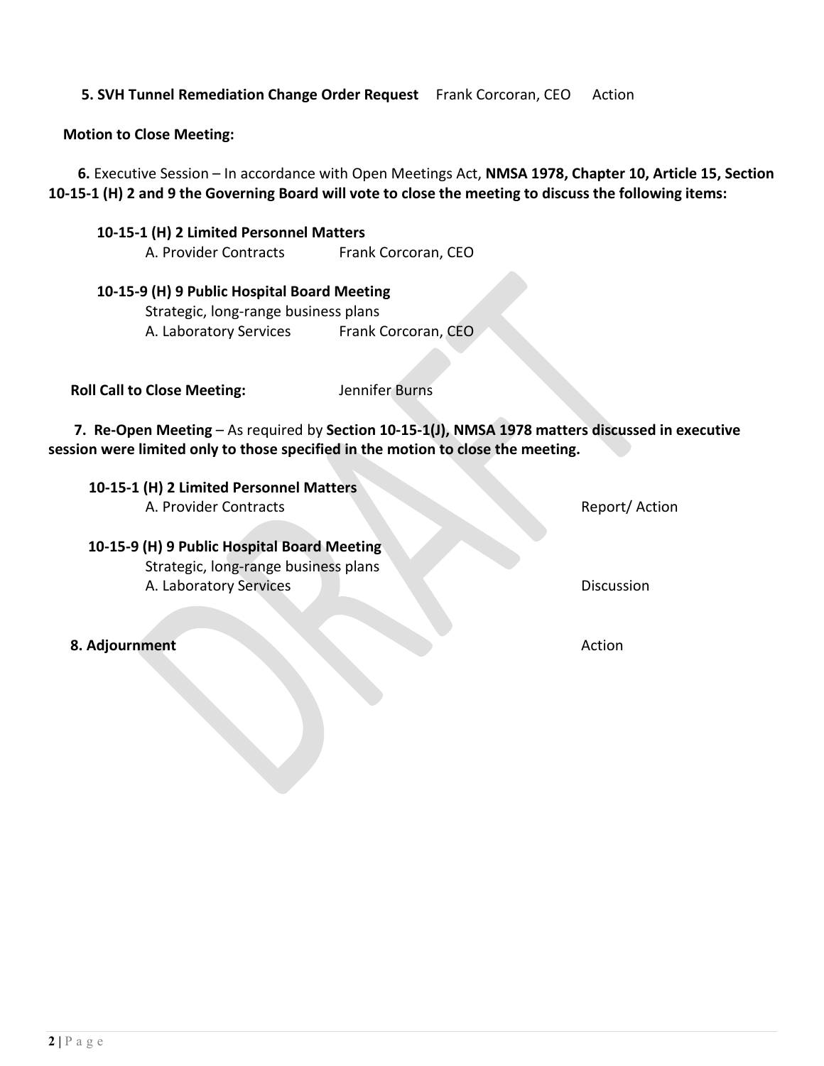**5. SVH Tunnel Remediation Change Order Request** Frank Corcoran, CEO Action

**Motion to Close Meeting:**

**6.** Executive Session – In accordance with Open Meetings Act, **NMSA 1978, Chapter 10, Article 15, Section 10-15-1 (H) 2 and 9 the Governing Board will vote to close the meeting to discuss the following items:**

**10-15-1 (H) 2 Limited Personnel Matters**
A. Provider Contracts Frank Corcoran, CEO

**10-15-9 (H) 9 Public Hospital Board Meeting**
Strategic, long-range business plans
A. Laboratory Services Frank Corcoran, CEO

**Roll Call to Close Meeting:** Jennifer Burns

**7. Re-Open Meeting** – As required by **Section 10-15-1(J), NMSA 1978 matters discussed in executive session were limited only to those specified in the motion to close the meeting.**

**10-15-1 (H) 2 Limited Personnel Matters**
A. Provider Contracts Report/ Action

**10-15-9 (H) 9 Public Hospital Board Meeting**
Strategic, long-range business plans
A. Laboratory Services Discussion

**8. Adjournment** Action